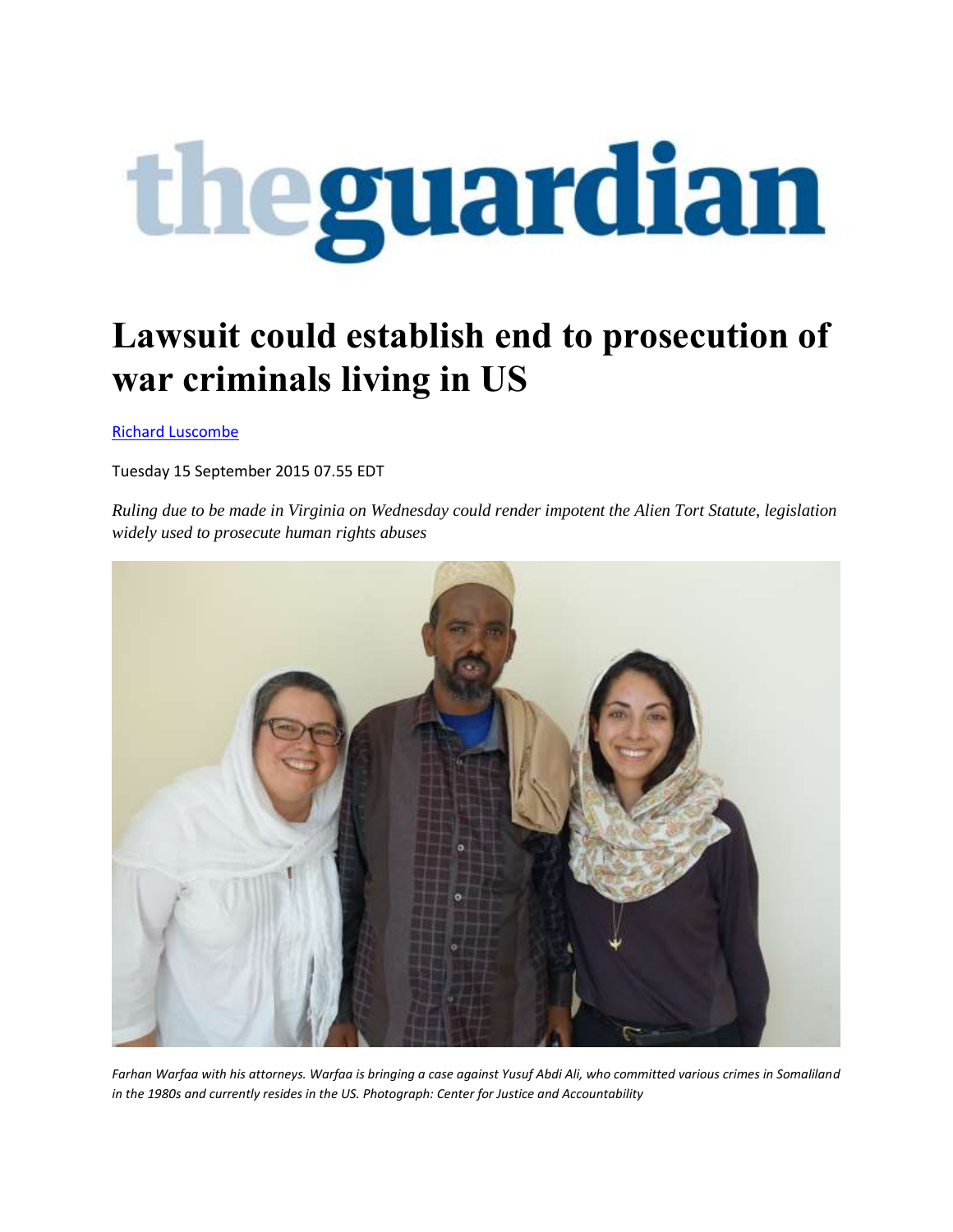# theguardian

# Lawsuit could establish end to prosecution of war criminals living in US

[Richard Luscombe](Richard Luscombe)

Tuesday 15 September 2015 07.55 EDT

*Ruling due to be made in Virginia on Wednesday could render impotent the Alien Tort Statute, legislation widely used to prosecute human rights abuses*

*Farhan Warfaa with his attorneys. Warfaa is bringing a case against Yusuf Abdi Ali, who committed various crimes in Somaliland in the 1980s and currently resides in the US. Photograph: Center for Justice and Accountability*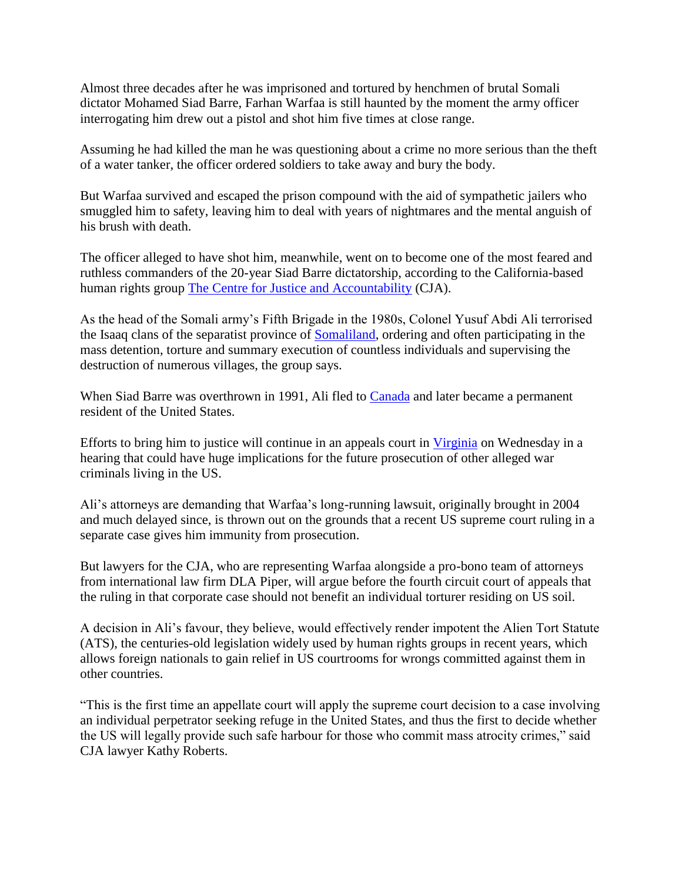Almost three decades after he was imprisoned and tortured by henchmen of brutal Somali dictator Mohamed Siad Barre, Farhan Warfaa is still haunted by the moment the army officer interrogating him drew out a pistol and shot him five times at close range.

Assuming he had killed the man he was questioning about a crime no more serious than the theft of a water tanker, the officer ordered soldiers to take away and bury the body.

But Warfaa survived and escaped the prison compound with the aid of sympathetic jailers who smuggled him to safety, leaving him to deal with years of nightmares and the mental anguish of his brush with death.

The officer alleged to have shot him, meanwhile, went on to become one of the most feared and ruthless commanders of the 20-year Siad Barre dictatorship, according to the California-based human rights group [The Centre for Justice and Accountability](#) (CJA).

As the head of the Somali army's Fifth Brigade in the 1980s, Colonel Yusuf Abdi Ali terrorised the Isaaq clans of the separatist province of [Somaliland](#), ordering and often participating in the mass detention, torture and summary execution of countless individuals and supervising the destruction of numerous villages, the group says.

When Siad Barre was overthrown in 1991, Ali fled to [Canada](#) and later became a permanent resident of the United States.

Efforts to bring him to justice will continue in an appeals court in [Virginia](#) on Wednesday in a hearing that could have huge implications for the future prosecution of other alleged war criminals living in the US.

Ali's attorneys are demanding that Warfaa's long-running lawsuit, originally brought in 2004 and much delayed since, is thrown out on the grounds that a recent US supreme court ruling in a separate case gives him immunity from prosecution.

But lawyers for the CJA, who are representing Warfaa alongside a pro-bono team of attorneys from international law firm DLA Piper, will argue before the fourth circuit court of appeals that the ruling in that corporate case should not benefit an individual torturer residing on US soil.

A decision in Ali's favour, they believe, would effectively render impotent the Alien Tort Statute (ATS), the centuries-old legislation widely used by human rights groups in recent years, which allows foreign nationals to gain relief in US courtrooms for wrongs committed against them in other countries.

"This is the first time an appellate court will apply the supreme court decision to a case involving an individual perpetrator seeking refuge in the United States, and thus the first to decide whether the US will legally provide such safe harbour for those who commit mass atrocity crimes," said CJA lawyer Kathy Roberts.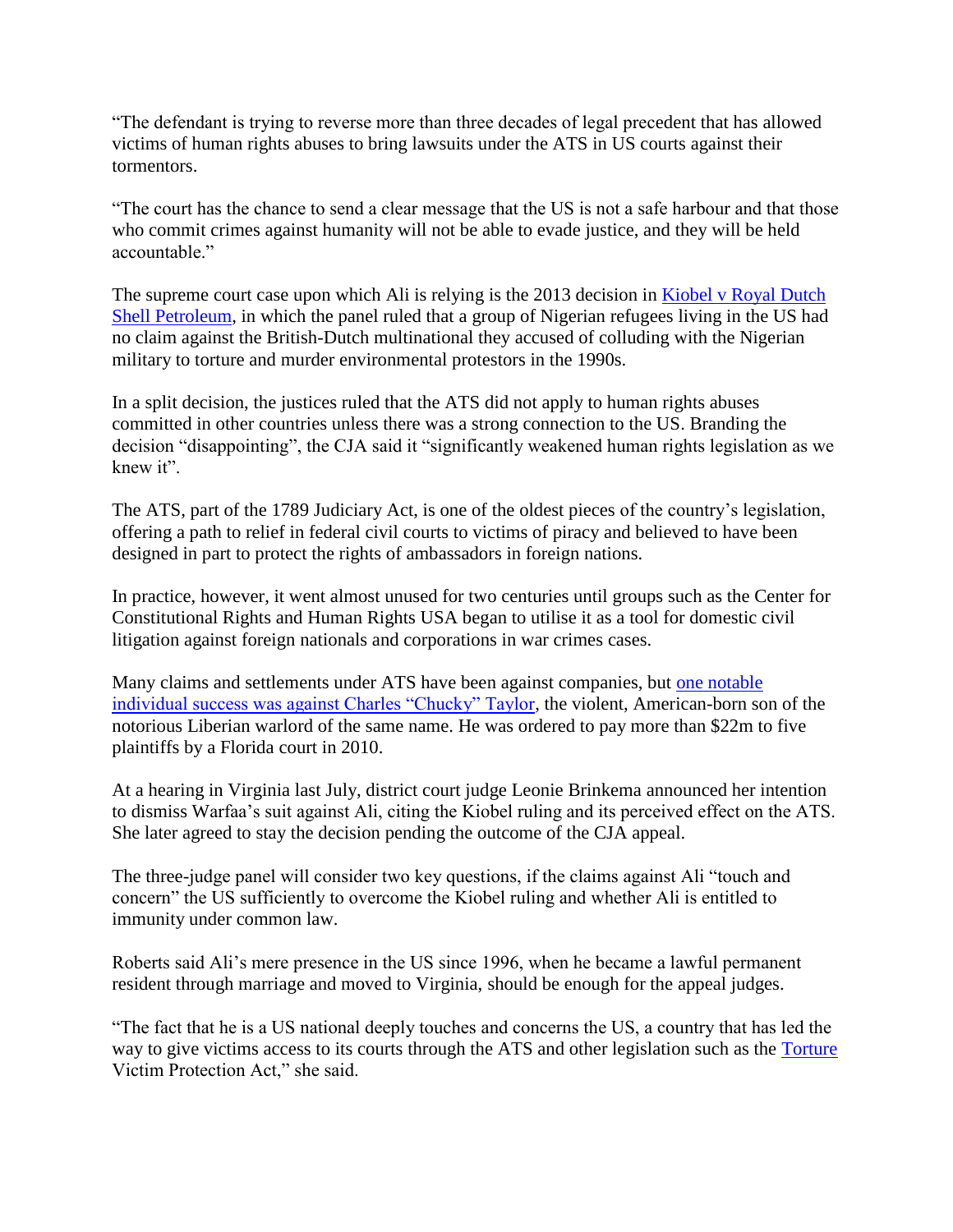"The defendant is trying to reverse more than three decades of legal precedent that has allowed victims of human rights abuses to bring lawsuits under the ATS in US courts against their tormentors.

"The court has the chance to send a clear message that the US is not a safe harbour and that those who commit crimes against humanity will not be able to evade justice, and they will be held accountable."

The supreme court case upon which Ali is relying is the 2013 decision in Kiobel v Royal Dutch Shell Petroleum, in which the panel ruled that a group of Nigerian refugees living in the US had no claim against the British-Dutch multinational they accused of colluding with the Nigerian military to torture and murder environmental protestors in the 1990s.

In a split decision, the justices ruled that the ATS did not apply to human rights abuses committed in other countries unless there was a strong connection to the US. Branding the decision "disappointing", the CJA said it "significantly weakened human rights legislation as we knew it".

The ATS, part of the 1789 Judiciary Act, is one of the oldest pieces of the country's legislation, offering a path to relief in federal civil courts to victims of piracy and believed to have been designed in part to protect the rights of ambassadors in foreign nations.

In practice, however, it went almost unused for two centuries until groups such as the Center for Constitutional Rights and Human Rights USA began to utilise it as a tool for domestic civil litigation against foreign nationals and corporations in war crimes cases.

Many claims and settlements under ATS have been against companies, but one notable individual success was against Charles "Chucky" Taylor, the violent, American-born son of the notorious Liberian warlord of the same name. He was ordered to pay more than $22m to five plaintiffs by a Florida court in 2010.

At a hearing in Virginia last July, district court judge Leonie Brinkema announced her intention to dismiss Warfaa's suit against Ali, citing the Kiobel ruling and its perceived effect on the ATS. She later agreed to stay the decision pending the outcome of the CJA appeal.

The three-judge panel will consider two key questions, if the claims against Ali "touch and concern" the US sufficiently to overcome the Kiobel ruling and whether Ali is entitled to immunity under common law.

Roberts said Ali's mere presence in the US since 1996, when he became a lawful permanent resident through marriage and moved to Virginia, should be enough for the appeal judges.

"The fact that he is a US national deeply touches and concerns the US, a country that has led the way to give victims access to its courts through the ATS and other legislation such as the Torture Victim Protection Act," she said.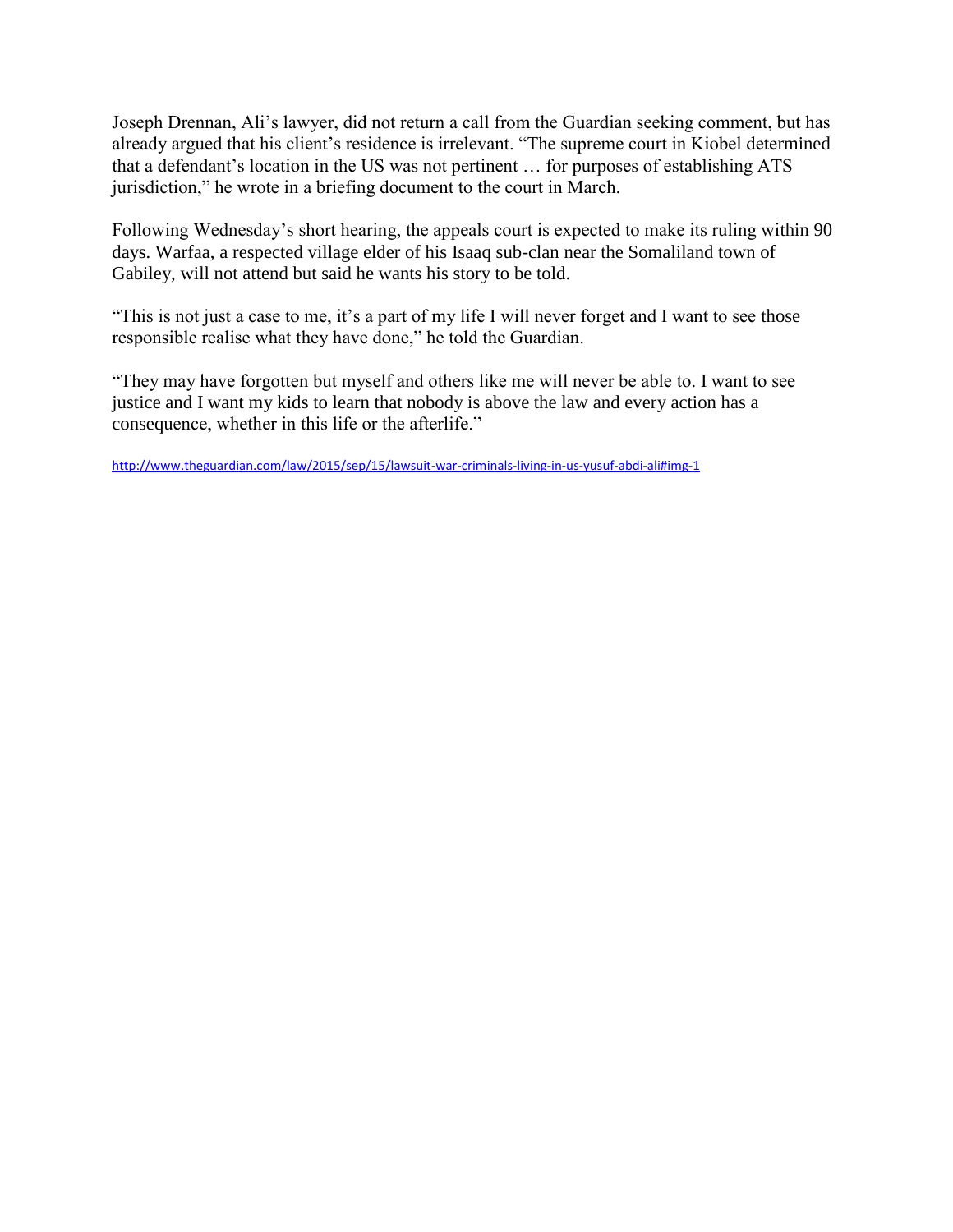Joseph Drennan, Ali's lawyer, did not return a call from the Guardian seeking comment, but has already argued that his client's residence is irrelevant. "The supreme court in Kiobel determined that a defendant's location in the US was not pertinent … for purposes of establishing ATS jurisdiction," he wrote in a briefing document to the court in March.

Following Wednesday's short hearing, the appeals court is expected to make its ruling within 90 days. Warfaa, a respected village elder of his Isaaq sub-clan near the Somaliland town of Gabiley, will not attend but said he wants his story to be told.

"This is not just a case to me, it's a part of my life I will never forget and I want to see those responsible realise what they have done," he told the Guardian.

"They may have forgotten but myself and others like me will never be able to. I want to see justice and I want my kids to learn that nobody is above the law and every action has a consequence, whether in this life or the afterlife."

http://www.theguardian.com/law/2015/sep/15/lawsuit-war-criminals-living-in-us-yusuf-abdi-ali#img-1